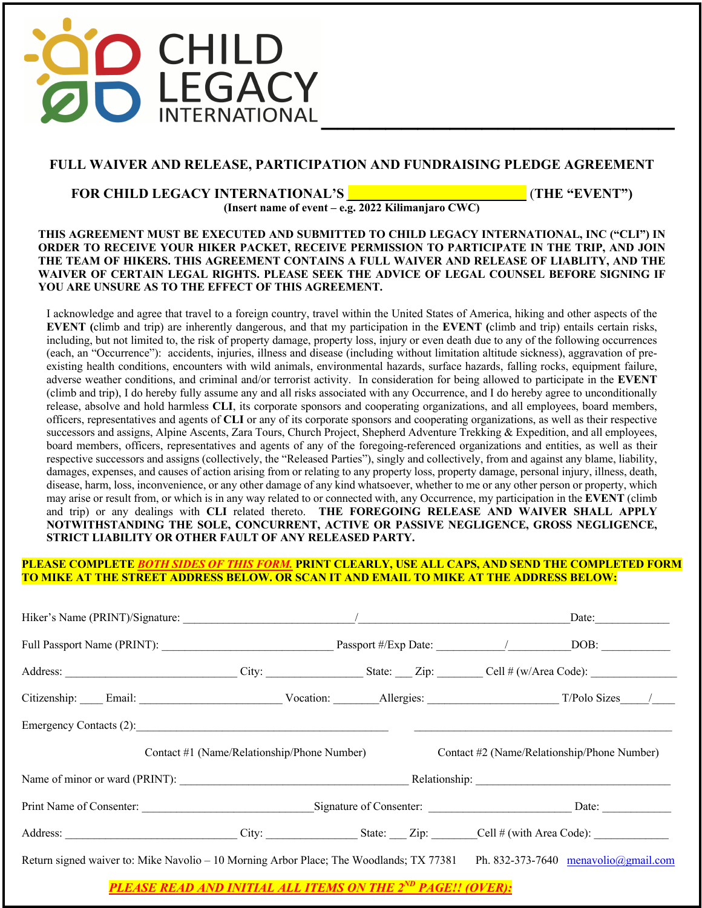# CHILD LEGACY INTERNATIONAL

## FULL WAIVER AND RELEASE, PARTICIPATION AND FUNDRAISING PLEDGE AGREEMENT

**FOR CHILD LEGACY INTERNATIONAL'S ______________________ (THE "EVENT")**

**(Insert name of event – e.g. 2022 Kilimanjaro CWC)**

**THIS AGREEMENT MUST BE EXECUTED AND SUBMITTED TO CHILD LEGACY INTERNATIONAL, INC ("CLI") IN ORDER TO RECEIVE YOUR HIKER PACKET, RECEIVE PERMISSION TO PARTICIPATE IN THE TRIP, AND JOIN THE TEAM OF HIKERS. THIS AGREEMENT CONTAINS A FULL WAIVER AND RELEASE OF LIABLITY, AND THE WAIVER OF CERTAIN LEGAL RIGHTS. PLEASE SEEK THE ADVICE OF LEGAL COUNSEL BEFORE SIGNING IF YOU ARE UNSURE AS TO THE EFFECT OF THIS AGREEMENT.**

I acknowledge and agree that travel to a foreign country, travel within the United States of America, hiking and other aspects of the **EVENT (**climb and trip) are inherently dangerous, and that my participation in the **EVENT** (climb and trip) entails certain risks, including, but not limited to, the risk of property damage, property loss, injury or even death due to any of the following occurrences (each, an "Occurrence"): accidents, injuries, illness and disease (including without limitation altitude sickness), aggravation of pre-existing health conditions, encounters with wild animals, environmental hazards, surface hazards, falling rocks, equipment failure, adverse weather conditions, and criminal and/or terrorist activity. In consideration for being allowed to participate in the **EVENT** (climb and trip), I do hereby fully assume any and all risks associated with any Occurrence, and I do hereby agree to unconditionally release, absolve and hold harmless **CLI**, its corporate sponsors and cooperating organizations, and all employees, board members, officers, representatives and agents of **CLI** or any of its corporate sponsors and cooperating organizations, as well as their respective successors and assigns, Alpine Ascents, Zara Tours, Church Project, Shepherd Adventure Trekking & Expedition, and all employees, board members, officers, representatives and agents of any of the foregoing-referenced organizations and entities, as well as their respective successors and assigns (collectively, the "Released Parties"), singly and collectively, from and against any blame, liability, damages, expenses, and causes of action arising from or relating to any property loss, property damage, personal injury, illness, death, disease, harm, loss, inconvenience, or any other damage of any kind whatsoever, whether to me or any other person or property, which may arise or result from, or which is in any way related to or connected with, any Occurrence, my participation in the **EVENT** (climb and trip) or any dealings with **CLI** related thereto. **THE FOREGOING RELEASE AND WAIVER SHALL APPLY NOTWITHSTANDING THE SOLE, CONCURRENT, ACTIVE OR PASSIVE NEGLIGENCE, GROSS NEGLIGENCE, STRICT LIABILITY OR OTHER FAULT OF ANY RELEASED PARTY.**

**PLEASE COMPLETE *BOTH SIDES OF THIS FORM.* PRINT CLEARLY, USE ALL CAPS, AND SEND THE COMPLETED FORM TO MIKE AT THE STREET ADDRESS BELOW. OR SCAN IT AND EMAIL TO MIKE AT THE ADDRESS BELOW:**

Hiker's Name (PRINT)/Signature: ____________________/____________________Date:__________

Full Passport Name (PRINT): ____________________ Passport #/Exp Date: __________/__________DOB: __________

Address: ____________________ City: ______________ State: ___ Zip: _______ Cell # (w/Area Code): ______________

Citizenship: ____ Email: ____________________ Vocation: _______Allergies: ____________________ T/Polo Sizes_____/____

Emergency Contacts (2):________________________________________ ________________________________________

Contact #1 (Name/Relationship/Phone Number) Contact #2 (Name/Relationship/Phone Number)

Name of minor or ward (PRINT): ________________________________ Relationship: ________________________

Print Name of Consenter: ____________________Signature of Consenter: ____________________ Date: __________

Address: ____________________ City: ______________ State: ___ Zip: _______Cell # (with Area Code): ____________

Return signed waiver to: Mike Navolio – 10 Morning Arbor Place; The Woodlands; TX 77381 Ph. 832-373-7640 menavolio@gmail.com

***PLEASE READ AND INITIAL ALL ITEMS ON THE 2ND PAGE!! (OVER):***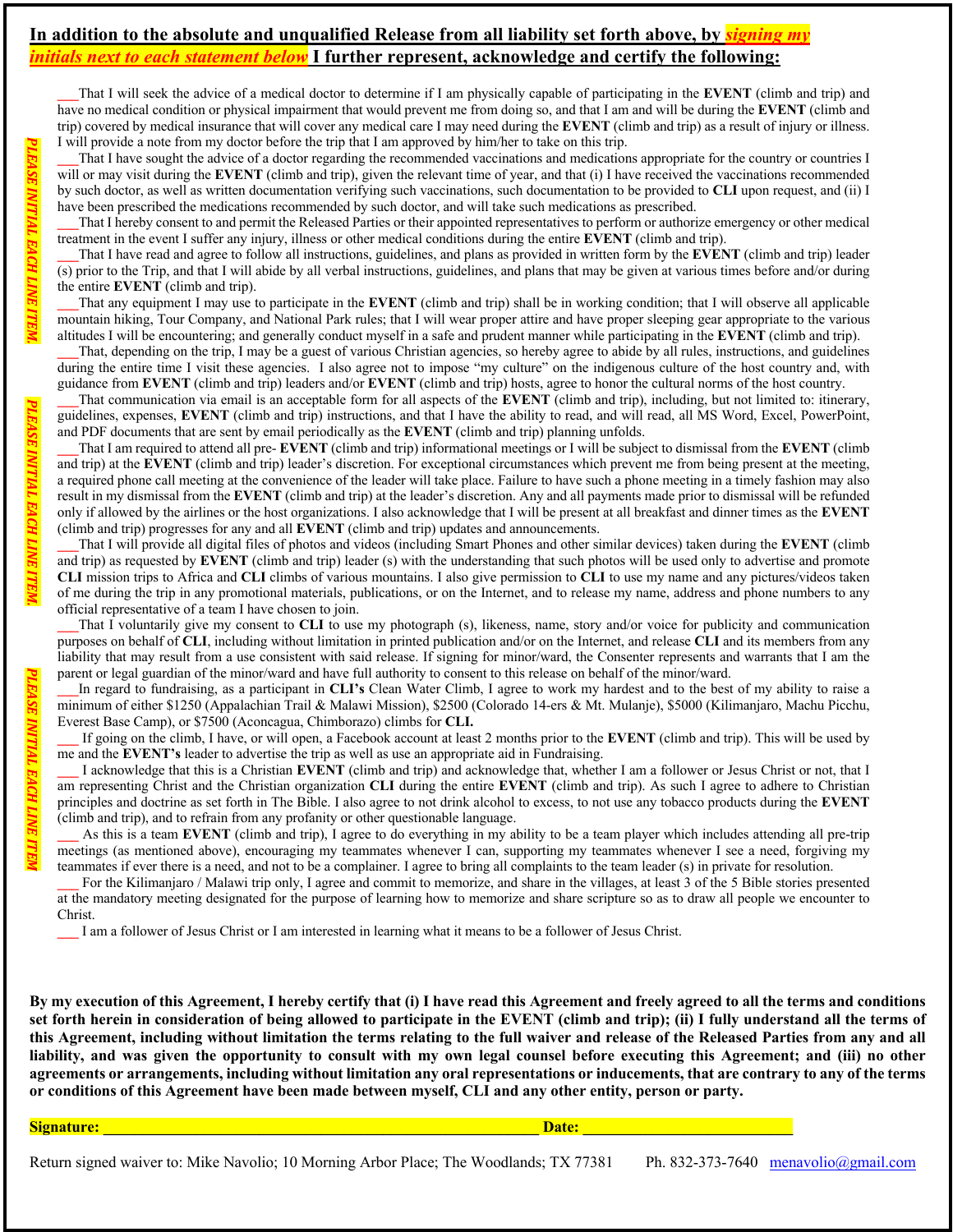**In addition to the absolute and unqualified Release from all liability set forth above, by *signing my initials next to each statement below* I further represent, acknowledge and certify the following:**

*PLEASE INITIAL EACH LINE ITEM.*

___That I will seek the advice of a medical doctor to determine if I am physically capable of participating in the **EVENT** (climb and trip) and have no medical condition or physical impairment that would prevent me from doing so, and that I am and will be during the **EVENT** (climb and trip) covered by medical insurance that will cover any medical care I may need during the **EVENT** (climb and trip) as a result of injury or illness. I will provide a note from my doctor before the trip that I am approved by him/her to take on this trip.

___That I have sought the advice of a doctor regarding the recommended vaccinations and medications appropriate for the country or countries I will or may visit during the **EVENT** (climb and trip), given the relevant time of year, and that (i) I have received the vaccinations recommended by such doctor, as well as written documentation verifying such vaccinations, such documentation to be provided to **CLI** upon request, and (ii) I have been prescribed the medications recommended by such doctor, and will take such medications as prescribed.

___That I hereby consent to and permit the Released Parties or their appointed representatives to perform or authorize emergency or other medical treatment in the event I suffer any injury, illness or other medical conditions during the entire **EVENT** (climb and trip).

___That I have read and agree to follow all instructions, guidelines, and plans as provided in written form by the **EVENT** (climb and trip) leader (s) prior to the Trip, and that I will abide by all verbal instructions, guidelines, and plans that may be given at various times before and/or during the entire **EVENT** (climb and trip).

___That any equipment I may use to participate in the **EVENT** (climb and trip) shall be in working condition; that I will observe all applicable mountain hiking, Tour Company, and National Park rules; that I will wear proper attire and have proper sleeping gear appropriate to the various altitudes I will be encountering; and generally conduct myself in a safe and prudent manner while participating in the **EVENT** (climb and trip).

___That, depending on the trip, I may be a guest of various Christian agencies, so hereby agree to abide by all rules, instructions, and guidelines during the entire time I visit these agencies. I also agree not to impose "my culture" on the indigenous culture of the host country and, with guidance from **EVENT** (climb and trip) leaders and/or **EVENT** (climb and trip) hosts, agree to honor the cultural norms of the host country.

*PLEASE INITIAL EACH LINE ITEM.*

___That communication via email is an acceptable form for all aspects of the **EVENT** (climb and trip), including, but not limited to: itinerary, guidelines, expenses, **EVENT** (climb and trip) instructions, and that I have the ability to read, and will read, all MS Word, Excel, PowerPoint, and PDF documents that are sent by email periodically as the **EVENT** (climb and trip) planning unfolds.

___That I am required to attend all pre- **EVENT** (climb and trip) informational meetings or I will be subject to dismissal from the **EVENT** (climb and trip) at the **EVENT** (climb and trip) leader's discretion. For exceptional circumstances which prevent me from being present at the meeting, a required phone call meeting at the convenience of the leader will take place. Failure to have such a phone meeting in a timely fashion may also result in my dismissal from the **EVENT** (climb and trip) at the leader's discretion. Any and all payments made prior to dismissal will be refunded only if allowed by the airlines or the host organizations. I also acknowledge that I will be present at all breakfast and dinner times as the **EVENT** (climb and trip) progresses for any and all **EVENT** (climb and trip) updates and announcements.

___That I will provide all digital files of photos and videos (including Smart Phones and other similar devices) taken during the **EVENT** (climb and trip) as requested by **EVENT** (climb and trip) leader (s) with the understanding that such photos will be used only to advertise and promote **CLI** mission trips to Africa and **CLI** climbs of various mountains. I also give permission to **CLI** to use my name and any pictures/videos taken of me during the trip in any promotional materials, publications, or on the Internet, and to release my name, address and phone numbers to any official representative of a team I have chosen to join.

___That I voluntarily give my consent to **CLI** to use my photograph (s), likeness, name, story and/or voice for publicity and communication purposes on behalf of **CLI**, including without limitation in printed publication and/or on the Internet, and release **CLI** and its members from any liability that may result from a use consistent with said release. If signing for minor/ward, the Consenter represents and warrants that I am the parent or legal guardian of the minor/ward and have full authority to consent to this release on behalf of the minor/ward.

*PLEASE INITIAL EACH LINE ITEM*

___In regard to fundraising, as a participant in **CLI's** Clean Water Climb, I agree to work my hardest and to the best of my ability to raise a minimum of either $1250 (Appalachian Trail & Malawi Mission), $2500 (Colorado 14-ers & Mt. Mulanje), $5000 (Kilimanjaro, Machu Picchu, Everest Base Camp), or $7500 (Aconcagua, Chimborazo) climbs for **CLI.**

___ If going on the climb, I have, or will open, a Facebook account at least 2 months prior to the **EVENT** (climb and trip). This will be used by me and the **EVENT's** leader to advertise the trip as well as use an appropriate aid in Fundraising.

___ I acknowledge that this is a Christian **EVENT** (climb and trip) and acknowledge that, whether I am a follower or Jesus Christ or not, that I am representing Christ and the Christian organization **CLI** during the entire **EVENT** (climb and trip). As such I agree to adhere to Christian principles and doctrine as set forth in The Bible. I also agree to not drink alcohol to excess, to not use any tobacco products during the **EVENT** (climb and trip), and to refrain from any profanity or other questionable language.

___ As this is a team **EVENT** (climb and trip), I agree to do everything in my ability to be a team player which includes attending all pre-trip meetings (as mentioned above), encouraging my teammates whenever I can, supporting my teammates whenever I see a need, forgiving my teammates if ever there is a need, and not to be a complainer. I agree to bring all complaints to the team leader (s) in private for resolution.

___ For the Kilimanjaro / Malawi trip only, I agree and commit to memorize, and share in the villages, at least 3 of the 5 Bible stories presented at the mandatory meeting designated for the purpose of learning how to memorize and share scripture so as to draw all people we encounter to Christ.

___ I am a follower of Jesus Christ or I am interested in learning what it means to be a follower of Jesus Christ.

**By my execution of this Agreement, I hereby certify that (i) I have read this Agreement and freely agreed to all the terms and conditions set forth herein in consideration of being allowed to participate in the EVENT (climb and trip); (ii) I fully understand all the terms of this Agreement, including without limitation the terms relating to the full waiver and release of the Released Parties from any and all liability, and was given the opportunity to consult with my own legal counsel before executing this Agreement; and (iii) no other agreements or arrangements, including without limitation any oral representations or inducements, that are contrary to any of the terms or conditions of this Agreement have been made between myself, CLI and any other entity, person or party.**

**Signature:** ________________________________________ **Date:** ____________________

Return signed waiver to: Mike Navolio; 10 Morning Arbor Place; The Woodlands; TX 77381 Ph. 832-373-7640 menavolio@gmail.com